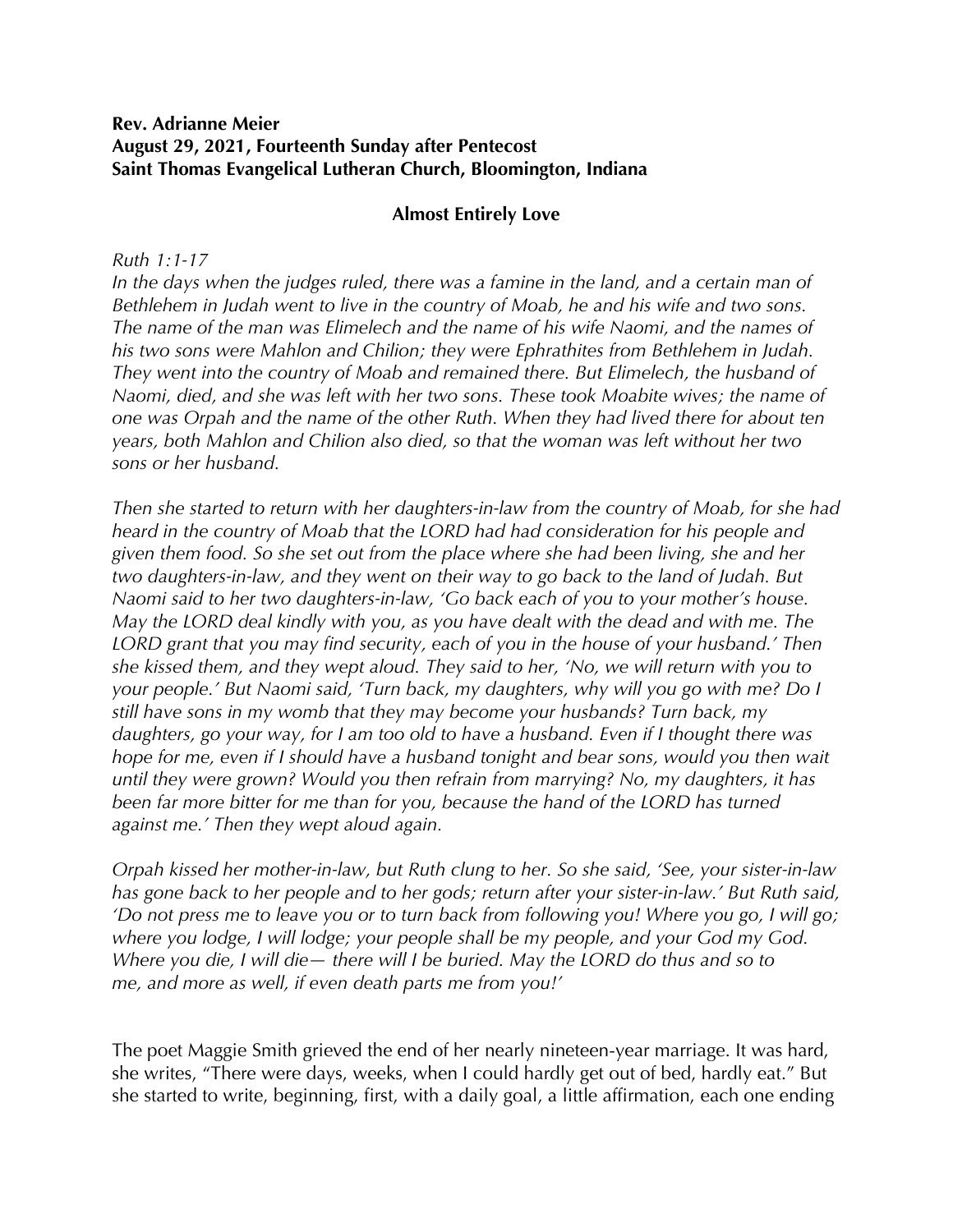**Rev. Adrianne Meier**
**August 29, 2021, Fourteenth Sunday after Pentecost**
**Saint Thomas Evangelical Lutheran Church, Bloomington, Indiana**

## Almost Entirely Love

*Ruth 1:1-17*

*In the days when the judges ruled, there was a famine in the land, and a certain man of Bethlehem in Judah went to live in the country of Moab, he and his wife and two sons. The name of the man was Elimelech and the name of his wife Naomi, and the names of his two sons were Mahlon and Chilion; they were Ephrathites from Bethlehem in Judah. They went into the country of Moab and remained there. But Elimelech, the husband of Naomi, died, and she was left with her two sons. These took Moabite wives; the name of one was Orpah and the name of the other Ruth. When they had lived there for about ten years, both Mahlon and Chilion also died, so that the woman was left without her two sons or her husband.*

*Then she started to return with her daughters-in-law from the country of Moab, for she had heard in the country of Moab that the LORD had had consideration for his people and given them food. So she set out from the place where she had been living, she and her two daughters-in-law, and they went on their way to go back to the land of Judah. But Naomi said to her two daughters-in-law, 'Go back each of you to your mother's house. May the LORD deal kindly with you, as you have dealt with the dead and with me. The LORD grant that you may find security, each of you in the house of your husband.' Then she kissed them, and they wept aloud. They said to her, 'No, we will return with you to your people.' But Naomi said, 'Turn back, my daughters, why will you go with me? Do I still have sons in my womb that they may become your husbands? Turn back, my daughters, go your way, for I am too old to have a husband. Even if I thought there was hope for me, even if I should have a husband tonight and bear sons, would you then wait until they were grown? Would you then refrain from marrying? No, my daughters, it has been far more bitter for me than for you, because the hand of the LORD has turned against me.' Then they wept aloud again.*

*Orpah kissed her mother-in-law, but Ruth clung to her. So she said, 'See, your sister-in-law has gone back to her people and to her gods; return after your sister-in-law.' But Ruth said, 'Do not press me to leave you or to turn back from following you! Where you go, I will go; where you lodge, I will lodge; your people shall be my people, and your God my God. Where you die, I will die— there will I be buried. May the LORD do thus and so to me, and more as well, if even death parts me from you!'*

The poet Maggie Smith grieved the end of her nearly nineteen-year marriage. It was hard, she writes, "There were days, weeks, when I could hardly get out of bed, hardly eat." But she started to write, beginning, first, with a daily goal, a little affirmation, each one ending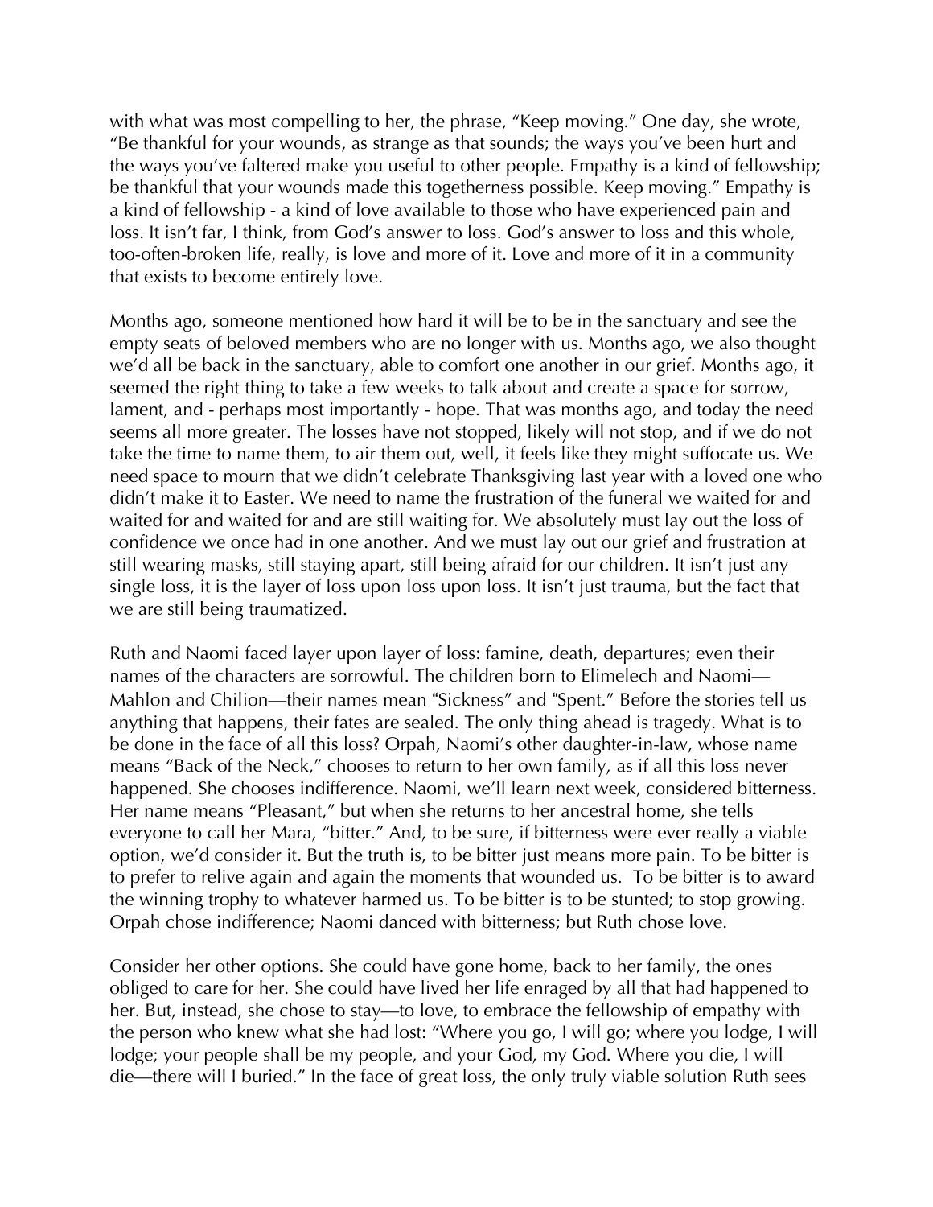with what was most compelling to her, the phrase, "Keep moving." One day, she wrote, "Be thankful for your wounds, as strange as that sounds; the ways you've been hurt and the ways you've faltered make you useful to other people. Empathy is a kind of fellowship; be thankful that your wounds made this togetherness possible. Keep moving." Empathy is a kind of fellowship - a kind of love available to those who have experienced pain and loss. It isn't far, I think, from God's answer to loss. God's answer to loss and this whole, too-often-broken life, really, is love and more of it. Love and more of it in a community that exists to become entirely love.

Months ago, someone mentioned how hard it will be to be in the sanctuary and see the empty seats of beloved members who are no longer with us. Months ago, we also thought we'd all be back in the sanctuary, able to comfort one another in our grief. Months ago, it seemed the right thing to take a few weeks to talk about and create a space for sorrow, lament, and - perhaps most importantly - hope. That was months ago, and today the need seems all more greater. The losses have not stopped, likely will not stop, and if we do not take the time to name them, to air them out, well, it feels like they might suffocate us. We need space to mourn that we didn't celebrate Thanksgiving last year with a loved one who didn't make it to Easter. We need to name the frustration of the funeral we waited for and waited for and waited for and are still waiting for. We absolutely must lay out the loss of confidence we once had in one another. And we must lay out our grief and frustration at still wearing masks, still staying apart, still being afraid for our children. It isn't just any single loss, it is the layer of loss upon loss upon loss. It isn't just trauma, but the fact that we are still being traumatized.

Ruth and Naomi faced layer upon layer of loss: famine, death, departures; even their names of the characters are sorrowful. The children born to Elimelech and Naomi—Mahlon and Chilion—their names mean "Sickness" and "Spent." Before the stories tell us anything that happens, their fates are sealed. The only thing ahead is tragedy. What is to be done in the face of all this loss? Orpah, Naomi's other daughter-in-law, whose name means "Back of the Neck," chooses to return to her own family, as if all this loss never happened. She chooses indifference. Naomi, we'll learn next week, considered bitterness. Her name means "Pleasant," but when she returns to her ancestral home, she tells everyone to call her Mara, "bitter." And, to be sure, if bitterness were ever really a viable option, we'd consider it. But the truth is, to be bitter just means more pain. To be bitter is to prefer to relive again and again the moments that wounded us. To be bitter is to award the winning trophy to whatever harmed us. To be bitter is to be stunted; to stop growing. Orpah chose indifference; Naomi danced with bitterness; but Ruth chose love.

Consider her other options. She could have gone home, back to her family, the ones obliged to care for her. She could have lived her life enraged by all that had happened to her. But, instead, she chose to stay—to love, to embrace the fellowship of empathy with the person who knew what she had lost: "Where you go, I will go; where you lodge, I will lodge; your people shall be my people, and your God, my God. Where you die, I will die—there will I buried." In the face of great loss, the only truly viable solution Ruth sees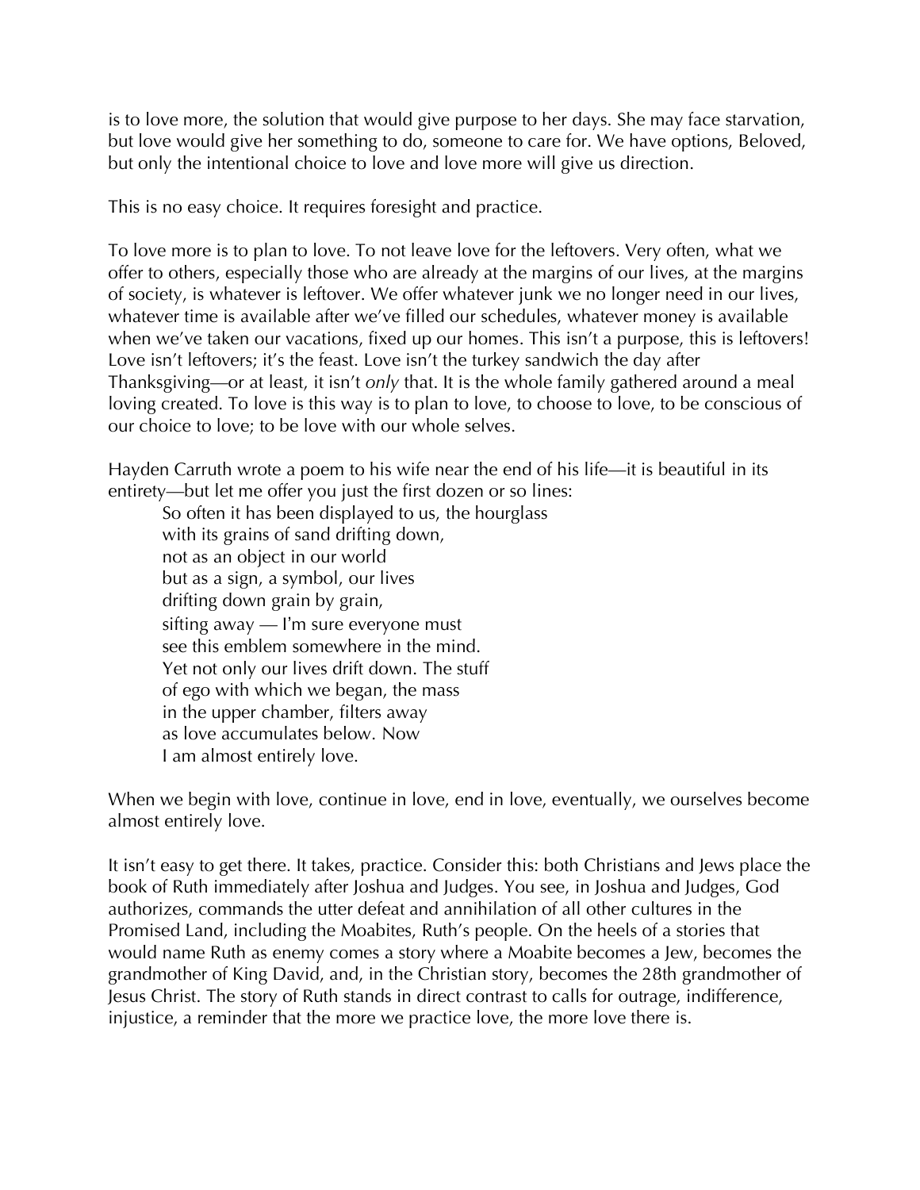is to love more, the solution that would give purpose to her days. She may face starvation, but love would give her something to do, someone to care for. We have options, Beloved, but only the intentional choice to love and love more will give us direction.

This is no easy choice. It requires foresight and practice.

To love more is to plan to love. To not leave love for the leftovers. Very often, what we offer to others, especially those who are already at the margins of our lives, at the margins of society, is whatever is leftover. We offer whatever junk we no longer need in our lives, whatever time is available after we've filled our schedules, whatever money is available when we've taken our vacations, fixed up our homes. This isn't a purpose, this is leftovers! Love isn't leftovers; it's the feast. Love isn't the turkey sandwich the day after Thanksgiving—or at least, it isn't *only* that. It is the whole family gathered around a meal loving created. To love is this way is to plan to love, to choose to love, to be conscious of our choice to love; to be love with our whole selves.

Hayden Carruth wrote a poem to his wife near the end of his life—it is beautiful in its entirety—but let me offer you just the first dozen or so lines:

> So often it has been displayed to us, the hourglass
> with its grains of sand drifting down,
> not as an object in our world
> but as a sign, a symbol, our lives
> drifting down grain by grain,
> sifting away — I'm sure everyone must
> see this emblem somewhere in the mind.
> Yet not only our lives drift down. The stuff
> of ego with which we began, the mass
> in the upper chamber, filters away
> as love accumulates below. Now
> I am almost entirely love.

When we begin with love, continue in love, end in love, eventually, we ourselves become almost entirely love.

It isn't easy to get there. It takes, practice. Consider this: both Christians and Jews place the book of Ruth immediately after Joshua and Judges. You see, in Joshua and Judges, God authorizes, commands the utter defeat and annihilation of all other cultures in the Promised Land, including the Moabites, Ruth's people. On the heels of a stories that would name Ruth as enemy comes a story where a Moabite becomes a Jew, becomes the grandmother of King David, and, in the Christian story, becomes the 28th grandmother of Jesus Christ. The story of Ruth stands in direct contrast to calls for outrage, indifference, injustice, a reminder that the more we practice love, the more love there is.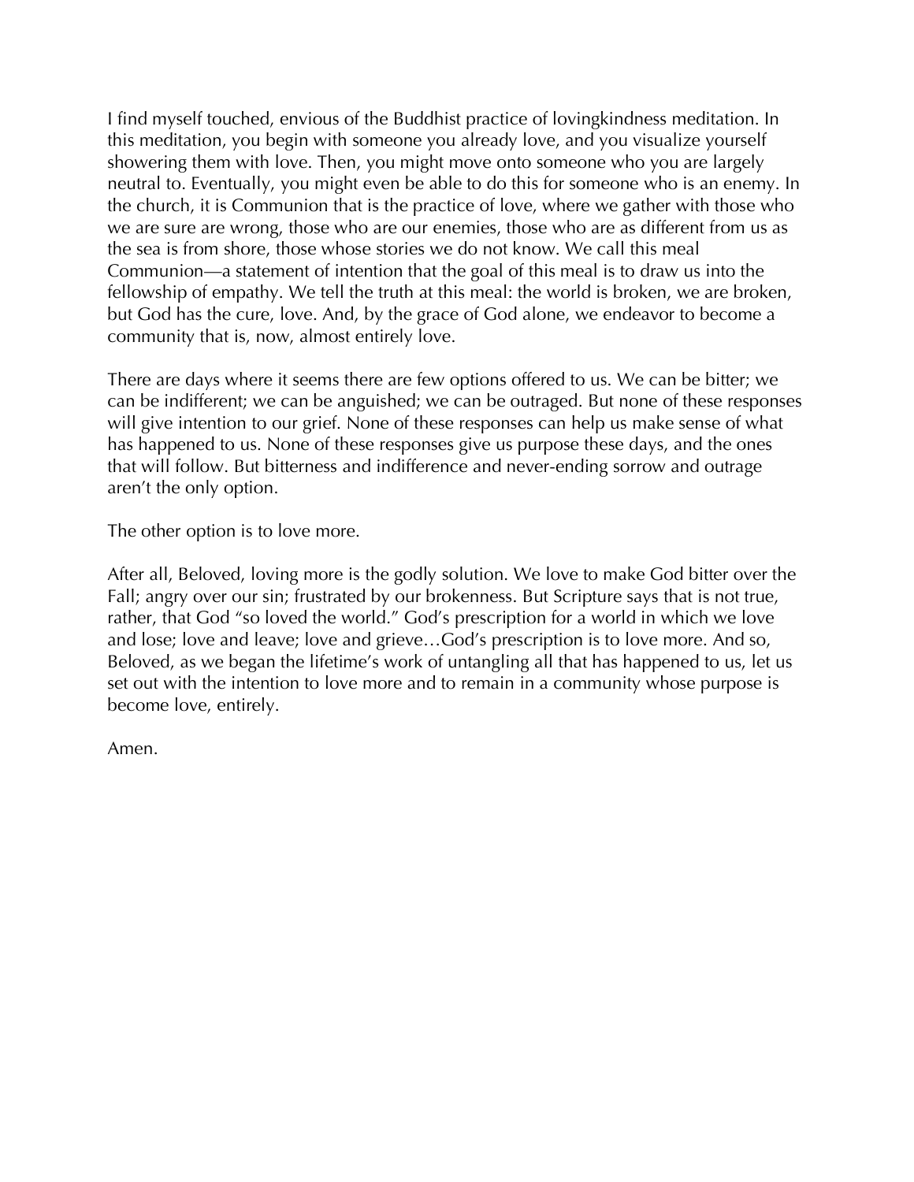I find myself touched, envious of the Buddhist practice of lovingkindness meditation. In this meditation, you begin with someone you already love, and you visualize yourself showering them with love. Then, you might move onto someone who you are largely neutral to. Eventually, you might even be able to do this for someone who is an enemy. In the church, it is Communion that is the practice of love, where we gather with those who we are sure are wrong, those who are our enemies, those who are as different from us as the sea is from shore, those whose stories we do not know. We call this meal Communion—a statement of intention that the goal of this meal is to draw us into the fellowship of empathy. We tell the truth at this meal: the world is broken, we are broken, but God has the cure, love. And, by the grace of God alone, we endeavor to become a community that is, now, almost entirely love.

There are days where it seems there are few options offered to us. We can be bitter; we can be indifferent; we can be anguished; we can be outraged. But none of these responses will give intention to our grief. None of these responses can help us make sense of what has happened to us. None of these responses give us purpose these days, and the ones that will follow. But bitterness and indifference and never-ending sorrow and outrage aren't the only option.

The other option is to love more.

After all, Beloved, loving more is the godly solution. We love to make God bitter over the Fall; angry over our sin; frustrated by our brokenness. But Scripture says that is not true, rather, that God "so loved the world." God's prescription for a world in which we love and lose; love and leave; love and grieve…God's prescription is to love more. And so, Beloved, as we began the lifetime's work of untangling all that has happened to us, let us set out with the intention to love more and to remain in a community whose purpose is become love, entirely.

Amen.